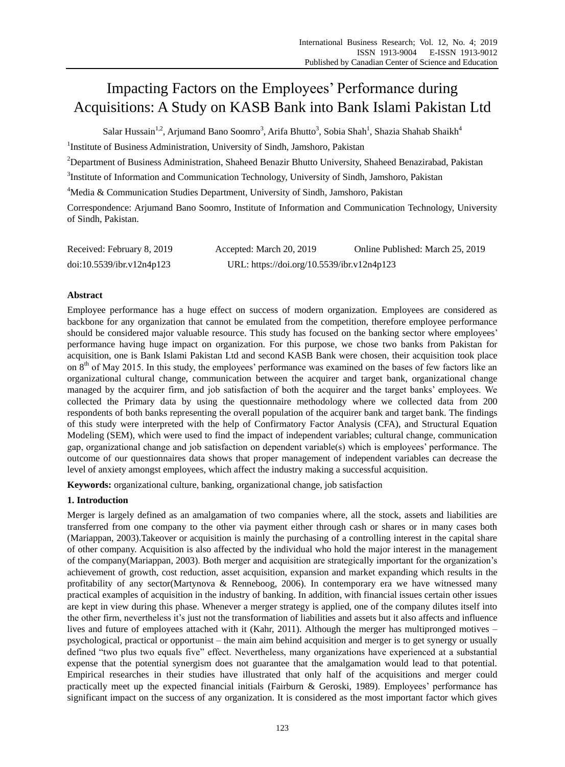# Impacting Factors on the Employees' Performance during Acquisitions: A Study on KASB Bank into Bank Islami Pakistan Ltd

Salar Hussain[1,2], Arjumand Bano Soomro[3], Arifa Bhutto[3], Sobia Shah[1], Shazia Shahab Shaikh[4]

[1]Institute of Business Administration, University of Sindh, Jamshoro, Pakistan

[2]Department of Business Administration, Shaheed Benazir Bhutto University, Shaheed Benazirabad, Pakistan

[3]Institute of Information and Communication Technology, University of Sindh, Jamshoro, Pakistan

[4]Media & Communication Studies Department, University of Sindh, Jamshoro, Pakistan

Correspondence: Arjumand Bano Soomro, Institute of Information and Communication Technology, University of Sindh, Pakistan.

Received: February 8, 2019 Accepted: March 20, 2019 Online Published: March 25, 2019

doi:10.5539/ibr.v12n4p123 URL: https://doi.org/10.5539/ibr.v12n4p123

## Abstract

Employee performance has a huge effect on success of modern organization. Employees are considered as backbone for any organization that cannot be emulated from the competition, therefore employee performance should be considered major valuable resource. This study has focused on the banking sector where employees' performance having huge impact on organization. For this purpose, we chose two banks from Pakistan for acquisition, one is Bank Islami Pakistan Ltd and second KASB Bank were chosen, their acquisition took place on 8th of May 2015. In this study, the employees' performance was examined on the bases of few factors like an organizational cultural change, communication between the acquirer and target bank, organizational change managed by the acquirer firm, and job satisfaction of both the acquirer and the target banks' employees. We collected the Primary data by using the questionnaire methodology where we collected data from 200 respondents of both banks representing the overall population of the acquirer bank and target bank. The findings of this study were interpreted with the help of Confirmatory Factor Analysis (CFA), and Structural Equation Modeling (SEM), which were used to find the impact of independent variables; cultural change, communication gap, organizational change and job satisfaction on dependent variable(s) which is employees' performance. The outcome of our questionnaires data shows that proper management of independent variables can decrease the level of anxiety amongst employees, which affect the industry making a successful acquisition.

**Keywords:** organizational culture, banking, organizational change, job satisfaction

## 1. Introduction

Merger is largely defined as an amalgamation of two companies where, all the stock, assets and liabilities are transferred from one company to the other via payment either through cash or shares or in many cases both (Mariappan, 2003).Takeover or acquisition is mainly the purchasing of a controlling interest in the capital share of other company. Acquisition is also affected by the individual who hold the major interest in the management of the company(Mariappan, 2003). Both merger and acquisition are strategically important for the organization's achievement of growth, cost reduction, asset acquisition, expansion and market expanding which results in the profitability of any sector(Martynova & Renneboog, 2006). In contemporary era we have witnessed many practical examples of acquisition in the industry of banking. In addition, with financial issues certain other issues are kept in view during this phase. Whenever a merger strategy is applied, one of the company dilutes itself into the other firm, nevertheless it's just not the transformation of liabilities and assets but it also affects and influence lives and future of employees attached with it (Kahr, 2011). Although the merger has multipronged motives – psychological, practical or opportunist – the main aim behind acquisition and merger is to get synergy or usually defined "two plus two equals five" effect. Nevertheless, many organizations have experienced at a substantial expense that the potential synergism does not guarantee that the amalgamation would lead to that potential. Empirical researches in their studies have illustrated that only half of the acquisitions and merger could practically meet up the expected financial initials (Fairburn & Geroski, 1989). Employees' performance has significant impact on the success of any organization. It is considered as the most important factor which gives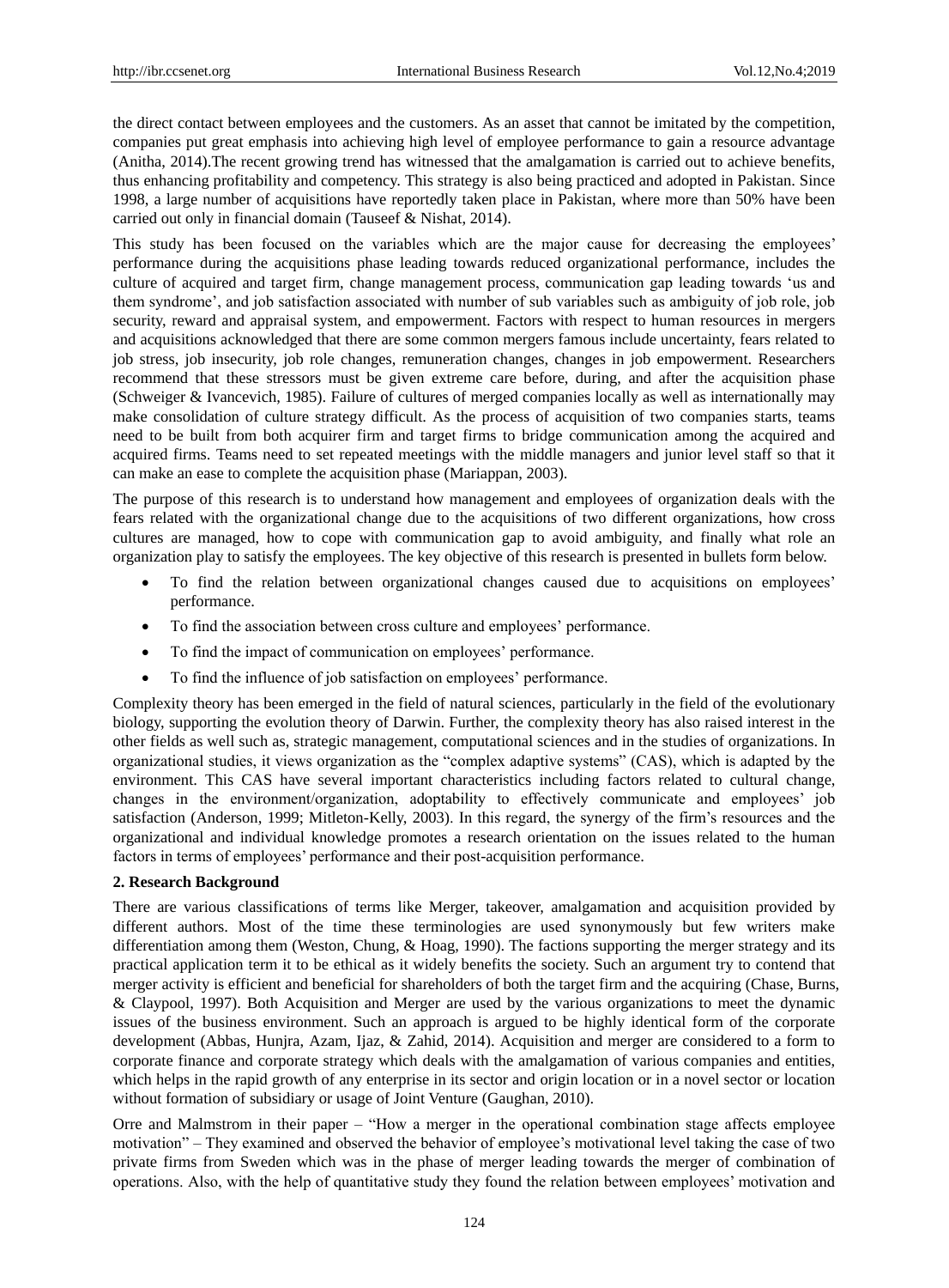the direct contact between employees and the customers. As an asset that cannot be imitated by the competition, companies put great emphasis into achieving high level of employee performance to gain a resource advantage (Anitha, 2014).The recent growing trend has witnessed that the amalgamation is carried out to achieve benefits, thus enhancing profitability and competency. This strategy is also being practiced and adopted in Pakistan. Since 1998, a large number of acquisitions have reportedly taken place in Pakistan, where more than 50% have been carried out only in financial domain (Tauseef & Nishat, 2014).

This study has been focused on the variables which are the major cause for decreasing the employees' performance during the acquisitions phase leading towards reduced organizational performance, includes the culture of acquired and target firm, change management process, communication gap leading towards 'us and them syndrome', and job satisfaction associated with number of sub variables such as ambiguity of job role, job security, reward and appraisal system, and empowerment. Factors with respect to human resources in mergers and acquisitions acknowledged that there are some common mergers famous include uncertainty, fears related to job stress, job insecurity, job role changes, remuneration changes, changes in job empowerment. Researchers recommend that these stressors must be given extreme care before, during, and after the acquisition phase (Schweiger & Ivancevich, 1985). Failure of cultures of merged companies locally as well as internationally may make consolidation of culture strategy difficult. As the process of acquisition of two companies starts, teams need to be built from both acquirer firm and target firms to bridge communication among the acquired and acquired firms. Teams need to set repeated meetings with the middle managers and junior level staff so that it can make an ease to complete the acquisition phase (Mariappan, 2003).

The purpose of this research is to understand how management and employees of organization deals with the fears related with the organizational change due to the acquisitions of two different organizations, how cross cultures are managed, how to cope with communication gap to avoid ambiguity, and finally what role an organization play to satisfy the employees. The key objective of this research is presented in bullets form below.

- To find the relation between organizational changes caused due to acquisitions on employees' performance.
- To find the association between cross culture and employees' performance.
- To find the impact of communication on employees' performance.
- To find the influence of job satisfaction on employees' performance.

Complexity theory has been emerged in the field of natural sciences, particularly in the field of the evolutionary biology, supporting the evolution theory of Darwin. Further, the complexity theory has also raised interest in the other fields as well such as, strategic management, computational sciences and in the studies of organizations. In organizational studies, it views organization as the "complex adaptive systems" (CAS), which is adapted by the environment. This CAS have several important characteristics including factors related to cultural change, changes in the environment/organization, adoptability to effectively communicate and employees' job satisfaction (Anderson, 1999; Mitleton-Kelly, 2003). In this regard, the synergy of the firm's resources and the organizational and individual knowledge promotes a research orientation on the issues related to the human factors in terms of employees' performance and their post-acquisition performance.

## 2. Research Background

There are various classifications of terms like Merger, takeover, amalgamation and acquisition provided by different authors. Most of the time these terminologies are used synonymously but few writers make differentiation among them (Weston, Chung, & Hoag, 1990). The factions supporting the merger strategy and its practical application term it to be ethical as it widely benefits the society. Such an argument try to contend that merger activity is efficient and beneficial for shareholders of both the target firm and the acquiring (Chase, Burns, & Claypool, 1997). Both Acquisition and Merger are used by the various organizations to meet the dynamic issues of the business environment. Such an approach is argued to be highly identical form of the corporate development (Abbas, Hunjra, Azam, Ijaz, & Zahid, 2014). Acquisition and merger are considered to a form to corporate finance and corporate strategy which deals with the amalgamation of various companies and entities, which helps in the rapid growth of any enterprise in its sector and origin location or in a novel sector or location without formation of subsidiary or usage of Joint Venture (Gaughan, 2010).

Orre and Malmstrom in their paper – "How a merger in the operational combination stage affects employee motivation" – They examined and observed the behavior of employee's motivational level taking the case of two private firms from Sweden which was in the phase of merger leading towards the merger of combination of operations. Also, with the help of quantitative study they found the relation between employees' motivation and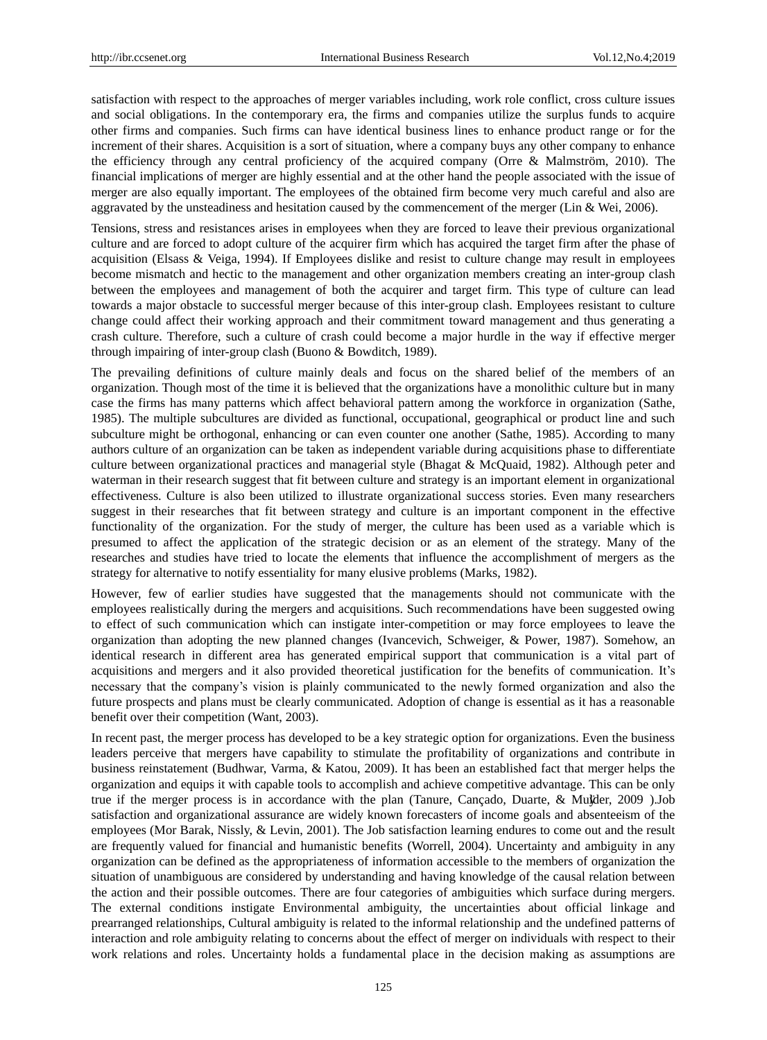satisfaction with respect to the approaches of merger variables including, work role conflict, cross culture issues and social obligations. In the contemporary era, the firms and companies utilize the surplus funds to acquire other firms and companies. Such firms can have identical business lines to enhance product range or for the increment of their shares. Acquisition is a sort of situation, where a company buys any other company to enhance the efficiency through any central proficiency of the acquired company (Orre & Malmström, 2010). The financial implications of merger are highly essential and at the other hand the people associated with the issue of merger are also equally important. The employees of the obtained firm become very much careful and also are aggravated by the unsteadiness and hesitation caused by the commencement of the merger (Lin & Wei, 2006).

Tensions, stress and resistances arises in employees when they are forced to leave their previous organizational culture and are forced to adopt culture of the acquirer firm which has acquired the target firm after the phase of acquisition (Elsass & Veiga, 1994). If Employees dislike and resist to culture change may result in employees become mismatch and hectic to the management and other organization members creating an inter-group clash between the employees and management of both the acquirer and target firm. This type of culture can lead towards a major obstacle to successful merger because of this inter-group clash. Employees resistant to culture change could affect their working approach and their commitment toward management and thus generating a crash culture. Therefore, such a culture of crash could become a major hurdle in the way if effective merger through impairing of inter-group clash (Buono & Bowditch, 1989).

The prevailing definitions of culture mainly deals and focus on the shared belief of the members of an organization. Though most of the time it is believed that the organizations have a monolithic culture but in many case the firms has many patterns which affect behavioral pattern among the workforce in organization (Sathe, 1985). The multiple subcultures are divided as functional, occupational, geographical or product line and such subculture might be orthogonal, enhancing or can even counter one another (Sathe, 1985). According to many authors culture of an organization can be taken as independent variable during acquisitions phase to differentiate culture between organizational practices and managerial style (Bhagat & McQuaid, 1982). Although peter and waterman in their research suggest that fit between culture and strategy is an important element in organizational effectiveness. Culture is also been utilized to illustrate organizational success stories. Even many researchers suggest in their researches that fit between strategy and culture is an important component in the effective functionality of the organization. For the study of merger, the culture has been used as a variable which is presumed to affect the application of the strategic decision or as an element of the strategy. Many of the researches and studies have tried to locate the elements that influence the accomplishment of mergers as the strategy for alternative to notify essentiality for many elusive problems (Marks, 1982).

However, few of earlier studies have suggested that the managements should not communicate with the employees realistically during the mergers and acquisitions. Such recommendations have been suggested owing to effect of such communication which can instigate inter-competition or may force employees to leave the organization than adopting the new planned changes (Ivancevich, Schweiger, & Power, 1987). Somehow, an identical research in different area has generated empirical support that communication is a vital part of acquisitions and mergers and it also provided theoretical justification for the benefits of communication. It's necessary that the company's vision is plainly communicated to the newly formed organization and also the future prospects and plans must be clearly communicated. Adoption of change is essential as it has a reasonable benefit over their competition (Want, 2003).

In recent past, the merger process has developed to be a key strategic option for organizations. Even the business leaders perceive that mergers have capability to stimulate the profitability of organizations and contribute in business reinstatement (Budhwar, Varma, & Katou, 2009). It has been an established fact that merger helps the organization and equips it with capable tools to accomplish and achieve competitive advantage. This can be only true if the merger process is in accordance with the plan (Tanure, Cançado, Duarte, & Mulder, 2009 ).Job satisfaction and organizational assurance are widely known forecasters of income goals and absenteeism of the employees (Mor Barak, Nissly, & Levin, 2001). The Job satisfaction learning endures to come out and the result are frequently valued for financial and humanistic benefits (Worrell, 2004). Uncertainty and ambiguity in any organization can be defined as the appropriateness of information accessible to the members of organization the situation of unambiguous are considered by understanding and having knowledge of the causal relation between the action and their possible outcomes. There are four categories of ambiguities which surface during mergers. The external conditions instigate Environmental ambiguity, the uncertainties about official linkage and prearranged relationships, Cultural ambiguity is related to the informal relationship and the undefined patterns of interaction and role ambiguity relating to concerns about the effect of merger on individuals with respect to their work relations and roles. Uncertainty holds a fundamental place in the decision making as assumptions are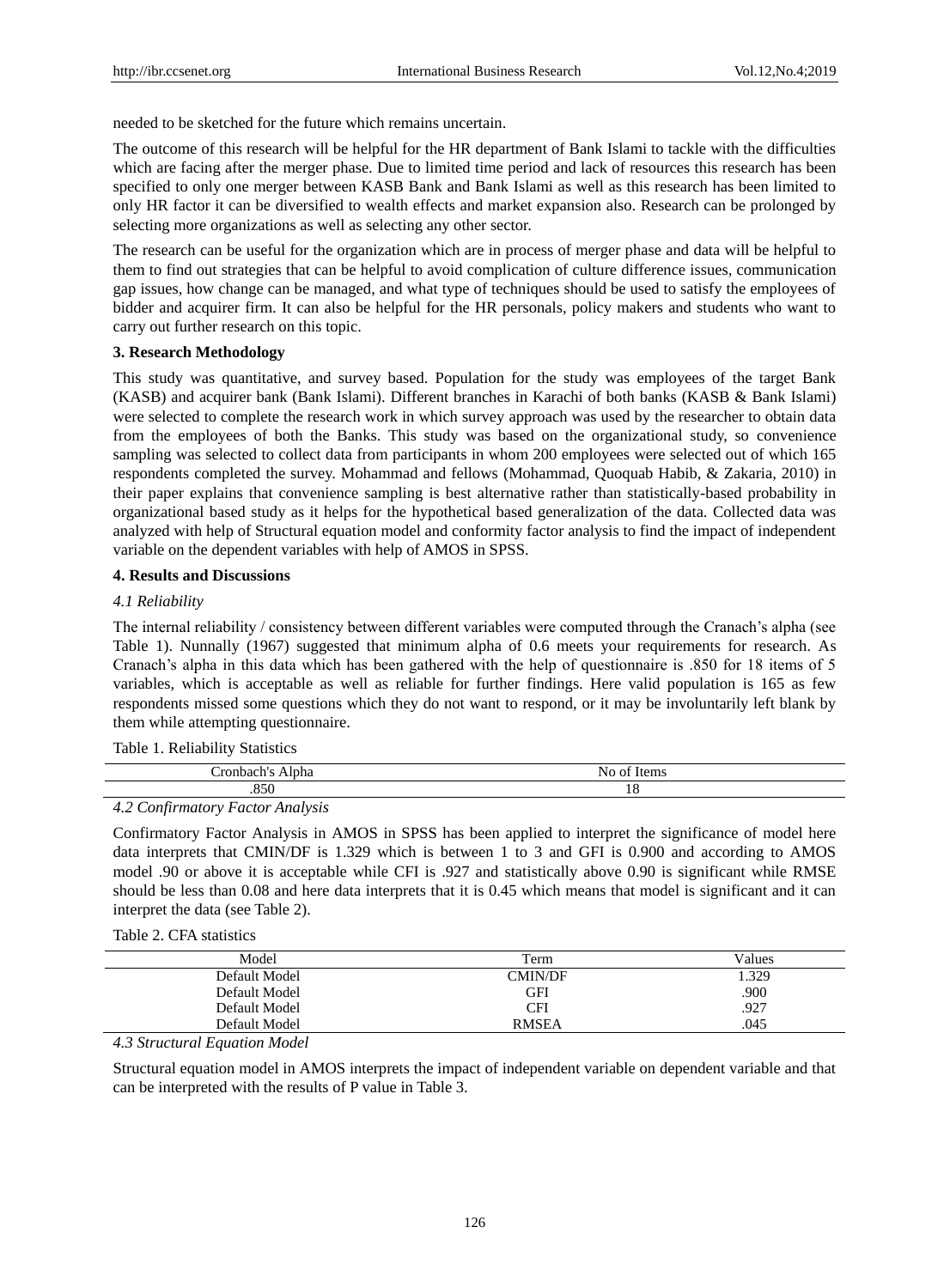needed to be sketched for the future which remains uncertain.

The outcome of this research will be helpful for the HR department of Bank Islami to tackle with the difficulties which are facing after the merger phase. Due to limited time period and lack of resources this research has been specified to only one merger between KASB Bank and Bank Islami as well as this research has been limited to only HR factor it can be diversified to wealth effects and market expansion also. Research can be prolonged by selecting more organizations as well as selecting any other sector.

The research can be useful for the organization which are in process of merger phase and data will be helpful to them to find out strategies that can be helpful to avoid complication of culture difference issues, communication gap issues, how change can be managed, and what type of techniques should be used to satisfy the employees of bidder and acquirer firm. It can also be helpful for the HR personals, policy makers and students who want to carry out further research on this topic.

### 3. Research Methodology

This study was quantitative, and survey based. Population for the study was employees of the target Bank (KASB) and acquirer bank (Bank Islami). Different branches in Karachi of both banks (KASB & Bank Islami) were selected to complete the research work in which survey approach was used by the researcher to obtain data from the employees of both the Banks. This study was based on the organizational study, so convenience sampling was selected to collect data from participants in whom 200 employees were selected out of which 165 respondents completed the survey. Mohammad and fellows (Mohammad, Quoquab Habib, & Zakaria, 2010) in their paper explains that convenience sampling is best alternative rather than statistically-based probability in organizational based study as it helps for the hypothetical based generalization of the data. Collected data was analyzed with help of Structural equation model and conformity factor analysis to find the impact of independent variable on the dependent variables with help of AMOS in SPSS.

### 4. Results and Discussions

#### *4.1 Reliability*

The internal reliability / consistency between different variables were computed through the Cranach's alpha (see Table 1). Nunnally (1967) suggested that minimum alpha of 0.6 meets your requirements for research. As Cranach's alpha in this data which has been gathered with the help of questionnaire is .850 for 18 items of 5 variables, which is acceptable as well as reliable for further findings. Here valid population is 165 as few respondents missed some questions which they do not want to respond, or it may be involuntarily left blank by them while attempting questionnaire.

Table 1. Reliability Statistics

| Cronbach's Alpha | No of Items |
|---|---|
| .850 | 18 |

#### *4.2 Confirmatory Factor Analysis*

Confirmatory Factor Analysis in AMOS in SPSS has been applied to interpret the significance of model here data interprets that CMIN/DF is 1.329 which is between 1 to 3 and GFI is 0.900 and according to AMOS model .90 or above it is acceptable while CFI is .927 and statistically above 0.90 is significant while RMSE should be less than 0.08 and here data interprets that it is 0.45 which means that model is significant and it can interpret the data (see Table 2).

Table 2. CFA statistics

| Model | Term | Values |
|---|---|---|
| Default Model | CMIN/DF | 1.329 |
| Default Model | GFI | .900 |
| Default Model | CFI | .927 |
| Default Model | RMSEA | .045 |

#### *4.3 Structural Equation Model*

Structural equation model in AMOS interprets the impact of independent variable on dependent variable and that can be interpreted with the results of P value in Table 3.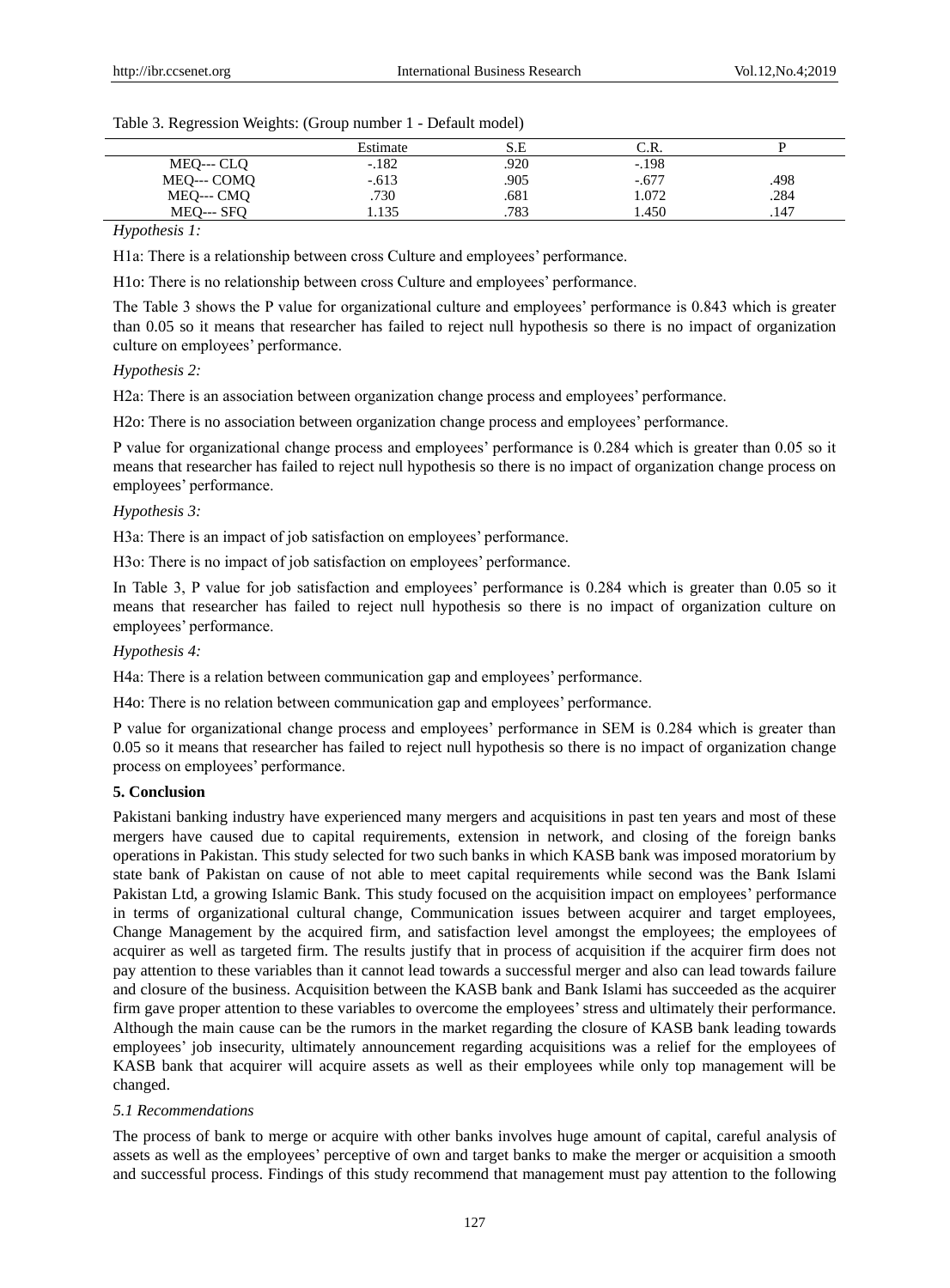Table 3. Regression Weights: (Group number 1 - Default model)

| | Estimate | S.E | C.R. | P |
|---|---|---|---|---|
| MEQ--- CLQ | -.182 | .920 | -.198 | |
| MEQ--- COMQ | -.613 | .905 | -.677 | .498 |
| MEQ--- CMQ | .730 | .681 | 1.072 | .284 |
| MEQ--- SFQ | 1.135 | .783 | 1.450 | .147 |

*Hypothesis 1:*

H1a: There is a relationship between cross Culture and employees' performance.

H1o: There is no relationship between cross Culture and employees' performance.

The Table 3 shows the P value for organizational culture and employees' performance is 0.843 which is greater than 0.05 so it means that researcher has failed to reject null hypothesis so there is no impact of organization culture on employees' performance.

*Hypothesis 2:*

H2a: There is an association between organization change process and employees' performance.

H2o: There is no association between organization change process and employees' performance.

P value for organizational change process and employees' performance is 0.284 which is greater than 0.05 so it means that researcher has failed to reject null hypothesis so there is no impact of organization change process on employees' performance.

*Hypothesis 3:*

H3a: There is an impact of job satisfaction on employees' performance.

H3o: There is no impact of job satisfaction on employees' performance.

In Table 3, P value for job satisfaction and employees' performance is 0.284 which is greater than 0.05 so it means that researcher has failed to reject null hypothesis so there is no impact of organization culture on employees' performance.

*Hypothesis 4:*

H4a: There is a relation between communication gap and employees' performance.

H4o: There is no relation between communication gap and employees' performance.

P value for organizational change process and employees' performance in SEM is 0.284 which is greater than 0.05 so it means that researcher has failed to reject null hypothesis so there is no impact of organization change process on employees' performance.

## 5. Conclusion

Pakistani banking industry have experienced many mergers and acquisitions in past ten years and most of these mergers have caused due to capital requirements, extension in network, and closing of the foreign banks operations in Pakistan. This study selected for two such banks in which KASB bank was imposed moratorium by state bank of Pakistan on cause of not able to meet capital requirements while second was the Bank Islami Pakistan Ltd, a growing Islamic Bank. This study focused on the acquisition impact on employees' performance in terms of organizational cultural change, Communication issues between acquirer and target employees, Change Management by the acquired firm, and satisfaction level amongst the employees; the employees of acquirer as well as targeted firm. The results justify that in process of acquisition if the acquirer firm does not pay attention to these variables than it cannot lead towards a successful merger and also can lead towards failure and closure of the business. Acquisition between the KASB bank and Bank Islami has succeeded as the acquirer firm gave proper attention to these variables to overcome the employees' stress and ultimately their performance. Although the main cause can be the rumors in the market regarding the closure of KASB bank leading towards employees' job insecurity, ultimately announcement regarding acquisitions was a relief for the employees of KASB bank that acquirer will acquire assets as well as their employees while only top management will be changed.

### *5.1 Recommendations*

The process of bank to merge or acquire with other banks involves huge amount of capital, careful analysis of assets as well as the employees' perceptive of own and target banks to make the merger or acquisition a smooth and successful process. Findings of this study recommend that management must pay attention to the following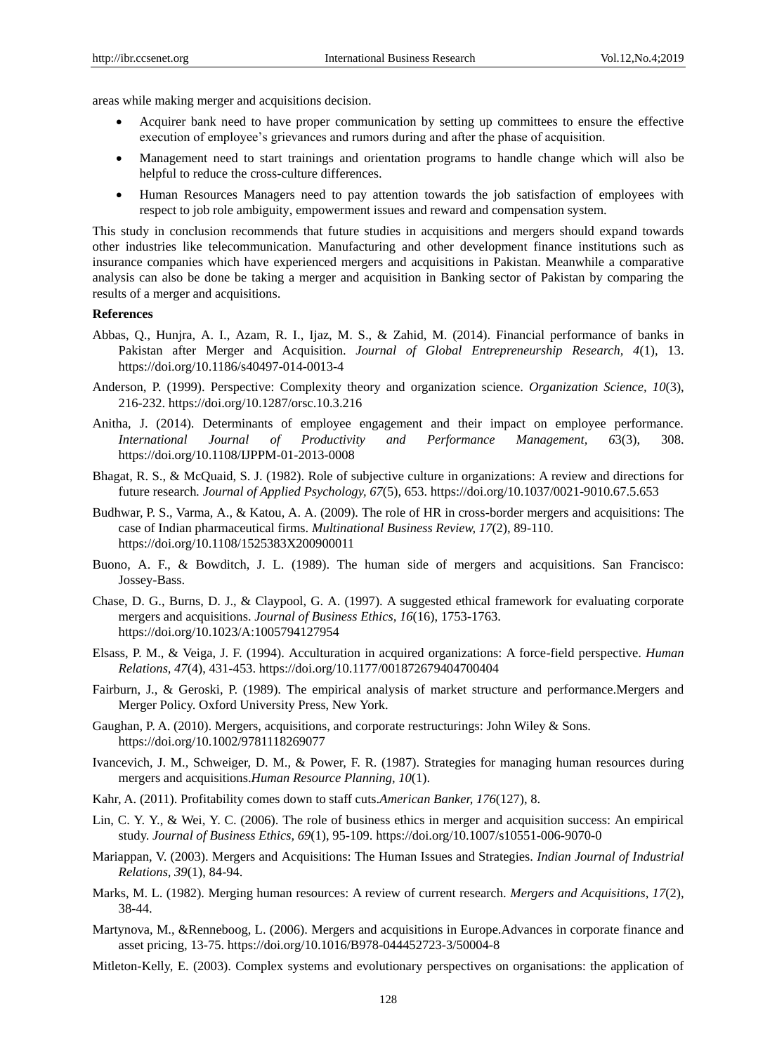areas while making merger and acquisitions decision.

- Acquirer bank need to have proper communication by setting up committees to ensure the effective execution of employee's grievances and rumors during and after the phase of acquisition.
- Management need to start trainings and orientation programs to handle change which will also be helpful to reduce the cross-culture differences.
- Human Resources Managers need to pay attention towards the job satisfaction of employees with respect to job role ambiguity, empowerment issues and reward and compensation system.

This study in conclusion recommends that future studies in acquisitions and mergers should expand towards other industries like telecommunication. Manufacturing and other development finance institutions such as insurance companies which have experienced mergers and acquisitions in Pakistan. Meanwhile a comparative analysis can also be done be taking a merger and acquisition in Banking sector of Pakistan by comparing the results of a merger and acquisitions.

**References**

Abbas, Q., Hunjra, A. I., Azam, R. I., Ijaz, M. S., & Zahid, M. (2014). Financial performance of banks in Pakistan after Merger and Acquisition. *Journal of Global Entrepreneurship Research, 4*(1), 13. https://doi.org/10.1186/s40497-014-0013-4

Anderson, P. (1999). Perspective: Complexity theory and organization science. *Organization Science, 10*(3), 216-232. https://doi.org/10.1287/orsc.10.3.216

Anitha, J. (2014). Determinants of employee engagement and their impact on employee performance. *International Journal of Productivity and Performance Management, 63*(3), 308. https://doi.org/10.1108/IJPPM-01-2013-0008

Bhagat, R. S., & McQuaid, S. J. (1982). Role of subjective culture in organizations: A review and directions for future research. *Journal of Applied Psychology, 67*(5), 653. https://doi.org/10.1037/0021-9010.67.5.653

Budhwar, P. S., Varma, A., & Katou, A. A. (2009). The role of HR in cross-border mergers and acquisitions: The case of Indian pharmaceutical firms. *Multinational Business Review, 17*(2), 89-110. https://doi.org/10.1108/1525383X200900011

Buono, A. F., & Bowditch, J. L. (1989). The human side of mergers and acquisitions. San Francisco: Jossey-Bass.

Chase, D. G., Burns, D. J., & Claypool, G. A. (1997). A suggested ethical framework for evaluating corporate mergers and acquisitions. *Journal of Business Ethics, 16*(16), 1753-1763. https://doi.org/10.1023/A:1005794127954

Elsass, P. M., & Veiga, J. F. (1994). Acculturation in acquired organizations: A force-field perspective. *Human Relations, 47*(4), 431-453. https://doi.org/10.1177/001872679404700404

Fairburn, J., & Geroski, P. (1989). The empirical analysis of market structure and performance.Mergers and Merger Policy. Oxford University Press, New York.

Gaughan, P. A. (2010). Mergers, acquisitions, and corporate restructurings: John Wiley & Sons. https://doi.org/10.1002/9781118269077

Ivancevich, J. M., Schweiger, D. M., & Power, F. R. (1987). Strategies for managing human resources during mergers and acquisitions.*Human Resource Planning, 10*(1).

Kahr, A. (2011). Profitability comes down to staff cuts.*American Banker, 176*(127), 8.

Lin, C. Y. Y., & Wei, Y. C. (2006). The role of business ethics in merger and acquisition success: An empirical study. *Journal of Business Ethics, 69*(1), 95-109. https://doi.org/10.1007/s10551-006-9070-0

Mariappan, V. (2003). Mergers and Acquisitions: The Human Issues and Strategies. *Indian Journal of Industrial Relations, 39*(1), 84-94.

Marks, M. L. (1982). Merging human resources: A review of current research. *Mergers and Acquisitions, 17*(2), 38-44.

Martynova, M., &Renneboog, L. (2006). Mergers and acquisitions in Europe.Advances in corporate finance and asset pricing, 13-75. https://doi.org/10.1016/B978-044452723-3/50004-8

Mitleton-Kelly, E. (2003). Complex systems and evolutionary perspectives on organisations: the application of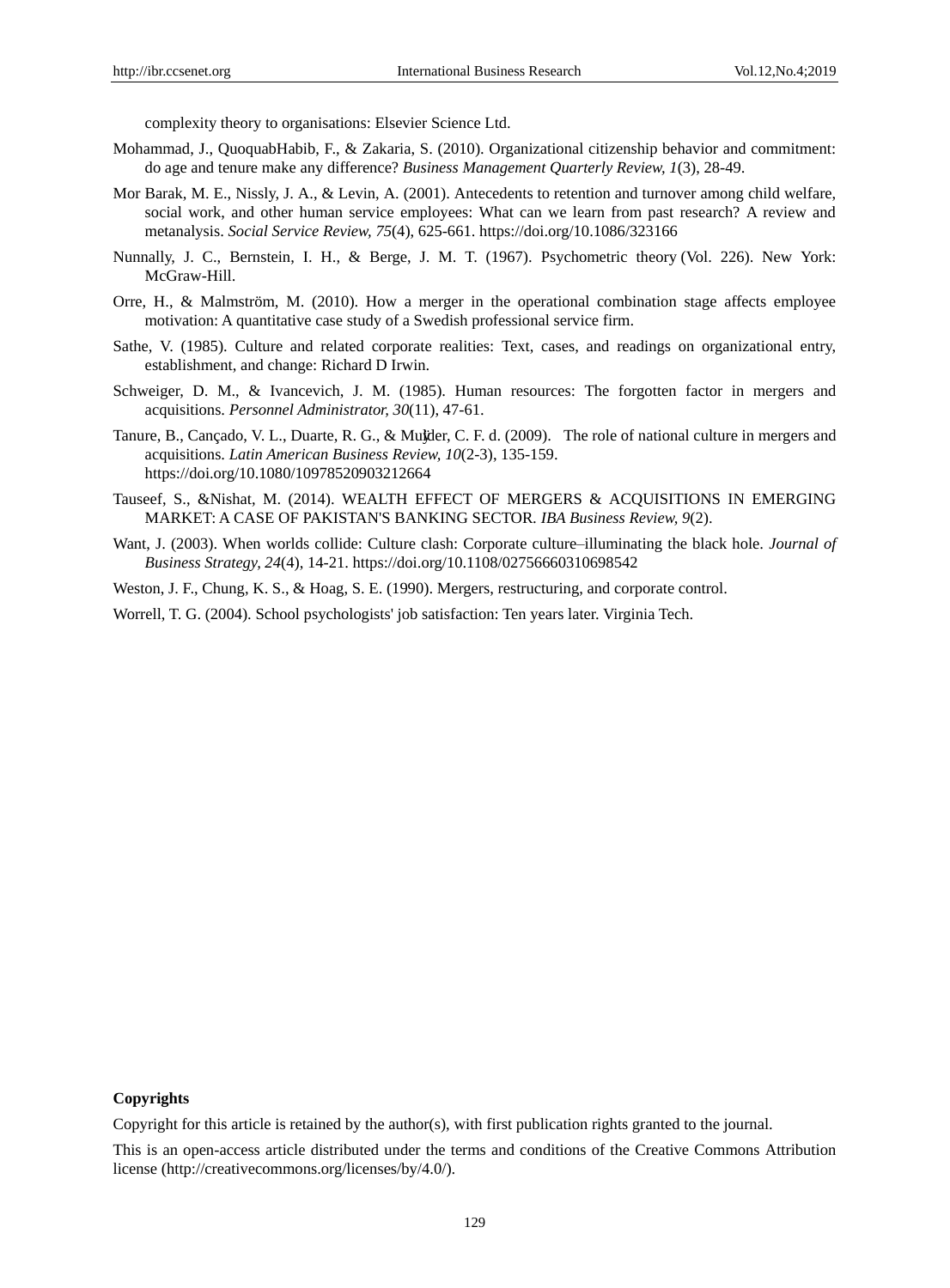complexity theory to organisations: Elsevier Science Ltd.

Mohammad, J., QuoquabHabib, F., & Zakaria, S. (2010). Organizational citizenship behavior and commitment: do age and tenure make any difference? *Business Management Quarterly Review, 1*(3), 28-49.

Mor Barak, M. E., Nissly, J. A., & Levin, A. (2001). Antecedents to retention and turnover among child welfare, social work, and other human service employees: What can we learn from past research? A review and metanalysis. *Social Service Review, 75*(4), 625-661. https://doi.org/10.1086/323166

Nunnally, J. C., Bernstein, I. H., & Berge, J. M. T. (1967). Psychometric theory (Vol. 226). New York: McGraw-Hill.

Orre, H., & Malmström, M. (2010). How a merger in the operational combination stage affects employee motivation: A quantitative case study of a Swedish professional service firm.

Sathe, V. (1985). Culture and related corporate realities: Text, cases, and readings on organizational entry, establishment, and change: Richard D Irwin.

Schweiger, D. M., & Ivancevich, J. M. (1985). Human resources: The forgotten factor in mergers and acquisitions. *Personnel Administrator, 30*(11), 47-61.

Tanure, B., Cançado, V. L., Duarte, R. G., & Muỳder, C. F. d. (2009). The role of national culture in mergers and acquisitions. *Latin American Business Review, 10*(2-3), 135-159. https://doi.org/10.1080/10978520903212664

Tauseef, S., &Nishat, M. (2014). WEALTH EFFECT OF MERGERS & ACQUISITIONS IN EMERGING MARKET: A CASE OF PAKISTAN'S BANKING SECTOR. *IBA Business Review, 9*(2).

Want, J. (2003). When worlds collide: Culture clash: Corporate culture–illuminating the black hole. *Journal of Business Strategy, 24*(4), 14-21. https://doi.org/10.1108/02756660310698542

Weston, J. F., Chung, K. S., & Hoag, S. E. (1990). Mergers, restructuring, and corporate control.

Worrell, T. G. (2004). School psychologists' job satisfaction: Ten years later. Virginia Tech.

**Copyrights**

Copyright for this article is retained by the author(s), with first publication rights granted to the journal.

This is an open-access article distributed under the terms and conditions of the Creative Commons Attribution license (http://creativecommons.org/licenses/by/4.0/).